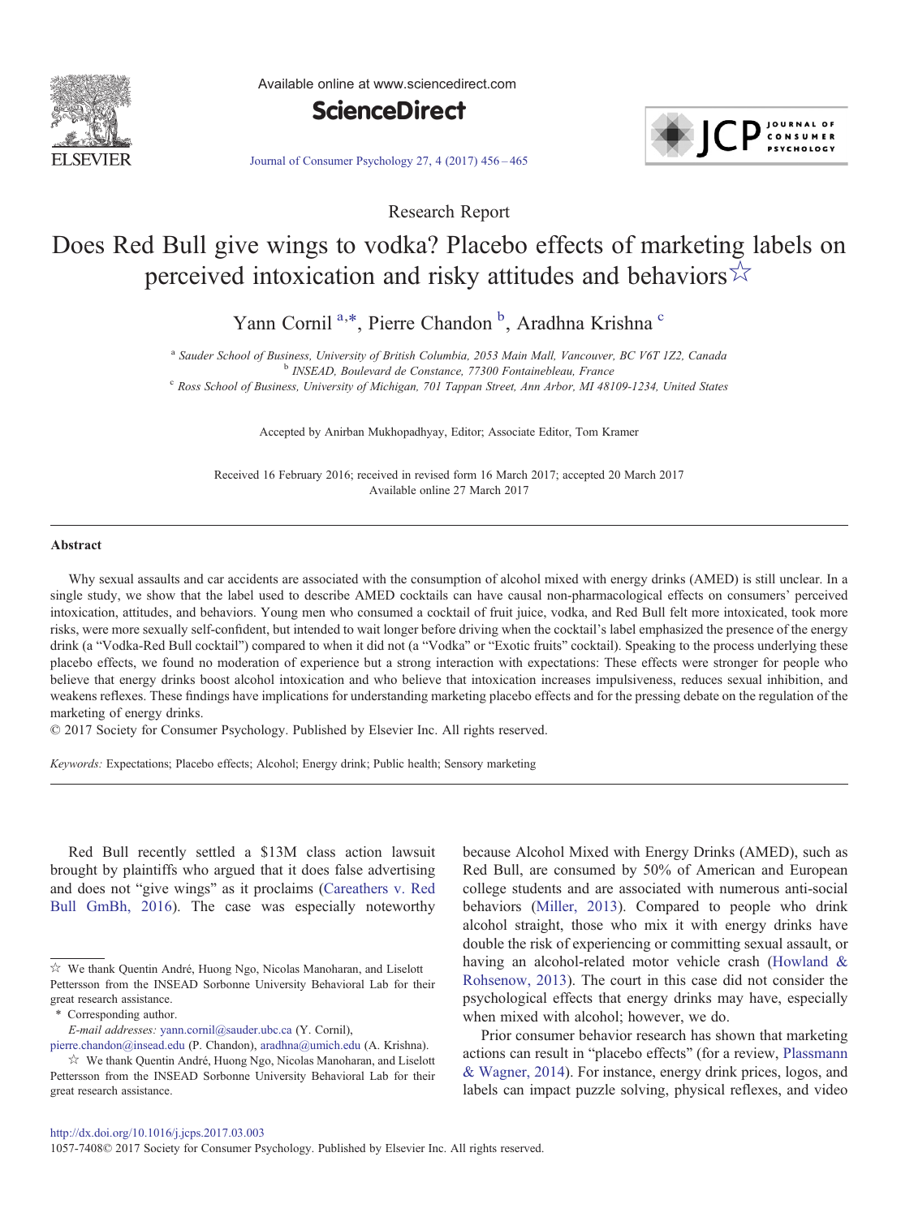Research Report

# Does Red Bull give wings to vodka? Placebo effects of marketing labels on perceived intoxication and risky attitudes and behaviors☆

Yann Cornil [a,*], Pierre Chandon [b], Aradhna Krishna [c]

[a] Sauder School of Business, University of British Columbia, 2053 Main Mall, Vancouver, BC V6T 1Z2, Canada
[b] INSEAD, Boulevard de Constance, 77300 Fontainebleau, France
[c] Ross School of Business, University of Michigan, 701 Tappan Street, Ann Arbor, MI 48109-1234, United States

Accepted by Anirban Mukhopadhyay, Editor; Associate Editor, Tom Kramer

Received 16 February 2016; received in revised form 16 March 2017; accepted 20 March 2017
Available online 27 March 2017

## Abstract

Why sexual assaults and car accidents are associated with the consumption of alcohol mixed with energy drinks (AMED) is still unclear. In a single study, we show that the label used to describe AMED cocktails can have causal non-pharmacological effects on consumers' perceived intoxication, attitudes, and behaviors. Young men who consumed a cocktail of fruit juice, vodka, and Red Bull felt more intoxicated, took more risks, were more sexually self-confident, but intended to wait longer before driving when the cocktail's label emphasized the presence of the energy drink (a "Vodka-Red Bull cocktail") compared to when it did not (a "Vodka" or "Exotic fruits" cocktail). Speaking to the process underlying these placebo effects, we found no moderation of experience but a strong interaction with expectations: These effects were stronger for people who believe that energy drinks boost alcohol intoxication and who believe that intoxication increases impulsiveness, reduces sexual inhibition, and weakens reflexes. These findings have implications for understanding marketing placebo effects and for the pressing debate on the regulation of the marketing of energy drinks.

© 2017 Society for Consumer Psychology. Published by Elsevier Inc. All rights reserved.

*Keywords:* Expectations; Placebo effects; Alcohol; Energy drink; Public health; Sensory marketing

Red Bull recently settled a $13M class action lawsuit brought by plaintiffs who argued that it does false advertising and does not "give wings" as it proclaims (Careathers v. Red Bull GmBh, 2016). The case was especially noteworthy because Alcohol Mixed with Energy Drinks (AMED), such as Red Bull, are consumed by 50% of American and European college students and are associated with numerous anti-social behaviors (Miller, 2013). Compared to people who drink alcohol straight, those who mix it with energy drinks have double the risk of experiencing or committing sexual assault, or having an alcohol-related motor vehicle crash (Howland & Rohsenow, 2013). The court in this case did not consider the psychological effects that energy drinks may have, especially when mixed with alcohol; however, we do.

Prior consumer behavior research has shown that marketing actions can result in "placebo effects" (for a review, Plassmann & Wagner, 2014). For instance, energy drink prices, logos, and labels can impact puzzle solving, physical reflexes, and video

☆ We thank Quentin André, Huong Ngo, Nicolas Manoharan, and Liselott Pettersson from the INSEAD Sorbonne University Behavioral Lab for their great research assistance.

\* Corresponding author.
*E-mail addresses:* yann.cornil@sauder.ubc.ca (Y. Cornil), pierre.chandon@insead.edu (P. Chandon), aradhna@umich.edu (A. Krishna).

☆ We thank Quentin André, Huong Ngo, Nicolas Manoharan, and Liselott Pettersson from the INSEAD Sorbonne University Behavioral Lab for their great research assistance.

http://dx.doi.org/10.1016/j.jcps.2017.03.003
1057-7408© 2017 Society for Consumer Psychology. Published by Elsevier Inc. All rights reserved.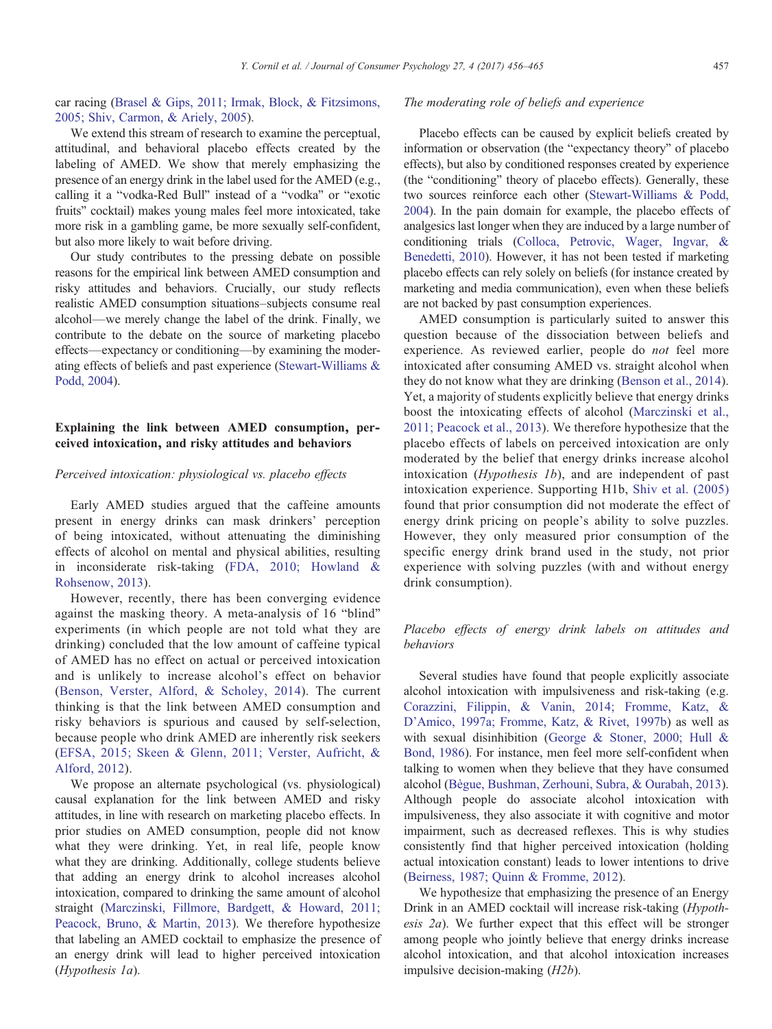car racing (Brasel & Gips, 2011; Irmak, Block, & Fitzsimons, 2005; Shiv, Carmon, & Ariely, 2005).

We extend this stream of research to examine the perceptual, attitudinal, and behavioral placebo effects created by the labeling of AMED. We show that merely emphasizing the presence of an energy drink in the label used for the AMED (e.g., calling it a "vodka-Red Bull" instead of a "vodka" or "exotic fruits" cocktail) makes young males feel more intoxicated, take more risk in a gambling game, be more sexually self-confident, but also more likely to wait before driving.

Our study contributes to the pressing debate on possible reasons for the empirical link between AMED consumption and risky attitudes and behaviors. Crucially, our study reflects realistic AMED consumption situations–subjects consume real alcohol—we merely change the label of the drink. Finally, we contribute to the debate on the source of marketing placebo effects—expectancy or conditioning—by examining the moderating effects of beliefs and past experience (Stewart-Williams & Podd, 2004).

## Explaining the link between AMED consumption, perceived intoxication, and risky attitudes and behaviors

### *Perceived intoxication: physiological vs. placebo effects*

Early AMED studies argued that the caffeine amounts present in energy drinks can mask drinkers' perception of being intoxicated, without attenuating the diminishing effects of alcohol on mental and physical abilities, resulting in inconsiderate risk-taking (FDA, 2010; Howland & Rohsenow, 2013).

However, recently, there has been converging evidence against the masking theory. A meta-analysis of 16 "blind" experiments (in which people are not told what they are drinking) concluded that the low amount of caffeine typical of AMED has no effect on actual or perceived intoxication and is unlikely to increase alcohol's effect on behavior (Benson, Verster, Alford, & Scholey, 2014). The current thinking is that the link between AMED consumption and risky behaviors is spurious and caused by self-selection, because people who drink AMED are inherently risk seekers (EFSA, 2015; Skeen & Glenn, 2011; Verster, Aufricht, & Alford, 2012).

We propose an alternate psychological (vs. physiological) causal explanation for the link between AMED and risky attitudes, in line with research on marketing placebo effects. In prior studies on AMED consumption, people did not know what they were drinking. Yet, in real life, people know what they are drinking. Additionally, college students believe that adding an energy drink to alcohol increases alcohol intoxication, compared to drinking the same amount of alcohol straight (Marczinski, Fillmore, Bardgett, & Howard, 2011; Peacock, Bruno, & Martin, 2013). We therefore hypothesize that labeling an AMED cocktail to emphasize the presence of an energy drink will lead to higher perceived intoxication (*Hypothesis 1a*).

### *The moderating role of beliefs and experience*

Placebo effects can be caused by explicit beliefs created by information or observation (the "expectancy theory" of placebo effects), but also by conditioned responses created by experience (the "conditioning" theory of placebo effects). Generally, these two sources reinforce each other (Stewart-Williams & Podd, 2004). In the pain domain for example, the placebo effects of analgesics last longer when they are induced by a large number of conditioning trials (Colloca, Petrovic, Wager, Ingvar, & Benedetti, 2010). However, it has not been tested if marketing placebo effects can rely solely on beliefs (for instance created by marketing and media communication), even when these beliefs are not backed by past consumption experiences.

AMED consumption is particularly suited to answer this question because of the dissociation between beliefs and experience. As reviewed earlier, people do *not* feel more intoxicated after consuming AMED vs. straight alcohol when they do not know what they are drinking (Benson et al., 2014). Yet, a majority of students explicitly believe that energy drinks boost the intoxicating effects of alcohol (Marczinski et al., 2011; Peacock et al., 2013). We therefore hypothesize that the placebo effects of labels on perceived intoxication are only moderated by the belief that energy drinks increase alcohol intoxication (*Hypothesis 1b*), and are independent of past intoxication experience. Supporting H1b, Shiv et al. (2005) found that prior consumption did not moderate the effect of energy drink pricing on people's ability to solve puzzles. However, they only measured prior consumption of the specific energy drink brand used in the study, not prior experience with solving puzzles (with and without energy drink consumption).

### *Placebo effects of energy drink labels on attitudes and behaviors*

Several studies have found that people explicitly associate alcohol intoxication with impulsiveness and risk-taking (e.g. Corazzini, Filippin, & Vanin, 2014; Fromme, Katz, & D'Amico, 1997a; Fromme, Katz, & Rivet, 1997b) as well as with sexual disinhibition (George & Stoner, 2000; Hull & Bond, 1986). For instance, men feel more self-confident when talking to women when they believe that they have consumed alcohol (Bègue, Bushman, Zerhouni, Subra, & Ourabah, 2013). Although people do associate alcohol intoxication with impulsiveness, they also associate it with cognitive and motor impairment, such as decreased reflexes. This is why studies consistently find that higher perceived intoxication (holding actual intoxication constant) leads to lower intentions to drive (Beirness, 1987; Quinn & Fromme, 2012).

We hypothesize that emphasizing the presence of an Energy Drink in an AMED cocktail will increase risk-taking (*Hypothesis 2a*). We further expect that this effect will be stronger among people who jointly believe that energy drinks increase alcohol intoxication, and that alcohol intoxication increases impulsive decision-making (*H2b*).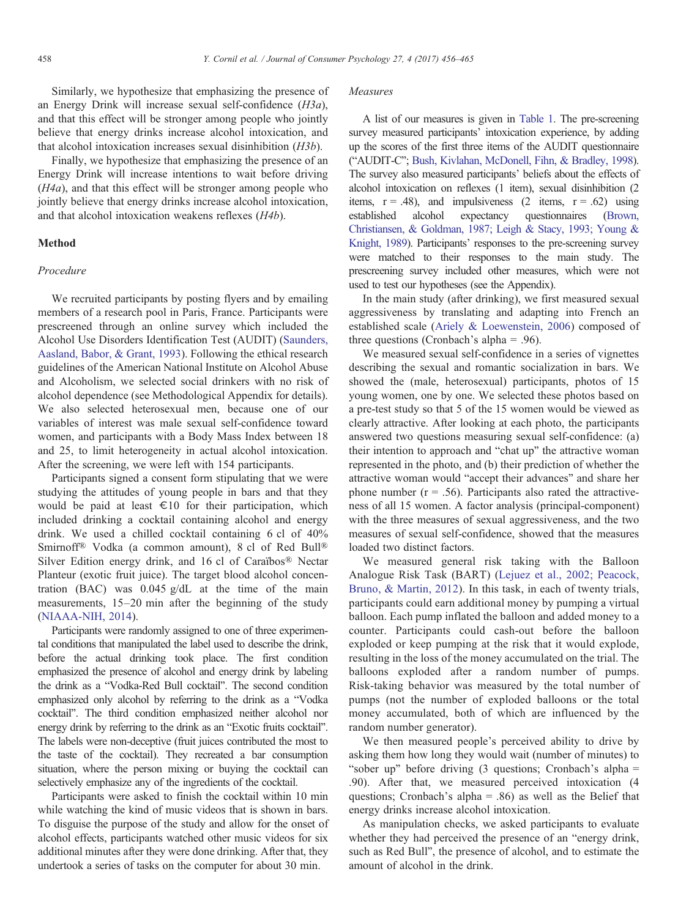Similarly, we hypothesize that emphasizing the presence of an Energy Drink will increase sexual self-confidence (*H3a*), and that this effect will be stronger among people who jointly believe that energy drinks increase alcohol intoxication, and that alcohol intoxication increases sexual disinhibition (*H3b*).

Finally, we hypothesize that emphasizing the presence of an Energy Drink will increase intentions to wait before driving (*H4a*), and that this effect will be stronger among people who jointly believe that energy drinks increase alcohol intoxication, and that alcohol intoxication weakens reflexes (*H4b*).

## Method

### Procedure

We recruited participants by posting flyers and by emailing members of a research pool in Paris, France. Participants were prescreened through an online survey which included the Alcohol Use Disorders Identification Test (AUDIT) (Saunders, Aasland, Babor, & Grant, 1993). Following the ethical research guidelines of the American National Institute on Alcohol Abuse and Alcoholism, we selected social drinkers with no risk of alcohol dependence (see Methodological Appendix for details). We also selected heterosexual men, because one of our variables of interest was male sexual self-confidence toward women, and participants with a Body Mass Index between 18 and 25, to limit heterogeneity in actual alcohol intoxication. After the screening, we were left with 154 participants.

Participants signed a consent form stipulating that we were studying the attitudes of young people in bars and that they would be paid at least €10 for their participation, which included drinking a cocktail containing alcohol and energy drink. We used a chilled cocktail containing 6 cl of 40% Smirnoff® Vodka (a common amount), 8 cl of Red Bull® Silver Edition energy drink, and 16 cl of Caraïbos® Nectar Planteur (exotic fruit juice). The target blood alcohol concentration (BAC) was 0.045 g/dL at the time of the main measurements, 15–20 min after the beginning of the study (NIAAA-NIH, 2014).

Participants were randomly assigned to one of three experimental conditions that manipulated the label used to describe the drink, before the actual drinking took place. The first condition emphasized the presence of alcohol and energy drink by labeling the drink as a "Vodka-Red Bull cocktail". The second condition emphasized only alcohol by referring to the drink as a "Vodka cocktail". The third condition emphasized neither alcohol nor energy drink by referring to the drink as an "Exotic fruits cocktail". The labels were non-deceptive (fruit juices contributed the most to the taste of the cocktail). They recreated a bar consumption situation, where the person mixing or buying the cocktail can selectively emphasize any of the ingredients of the cocktail.

Participants were asked to finish the cocktail within 10 min while watching the kind of music videos that is shown in bars. To disguise the purpose of the study and allow for the onset of alcohol effects, participants watched other music videos for six additional minutes after they were done drinking. After that, they undertook a series of tasks on the computer for about 30 min.

### Measures

A list of our measures is given in Table 1. The pre-screening survey measured participants' intoxication experience, by adding up the scores of the first three items of the AUDIT questionnaire ("AUDIT-C"; Bush, Kivlahan, McDonell, Fihn, & Bradley, 1998). The survey also measured participants' beliefs about the effects of alcohol intoxication on reflexes (1 item), sexual disinhibition (2 items, $r = .48$), and impulsiveness (2 items, $r = .62$) using established alcohol expectancy questionnaires (Brown, Christiansen, & Goldman, 1987; Leigh & Stacy, 1993; Young & Knight, 1989). Participants' responses to the pre-screening survey were matched to their responses to the main study. The prescreening survey included other measures, which were not used to test our hypotheses (see the Appendix).

In the main study (after drinking), we first measured sexual aggressiveness by translating and adapting into French an established scale (Ariely & Loewenstein, 2006) composed of three questions (Cronbach's alpha = .96).

We measured sexual self-confidence in a series of vignettes describing the sexual and romantic socialization in bars. We showed the (male, heterosexual) participants, photos of 15 young women, one by one. We selected these photos based on a pre-test study so that 5 of the 15 women would be viewed as clearly attractive. After looking at each photo, the participants answered two questions measuring sexual self-confidence: (a) their intention to approach and "chat up" the attractive woman represented in the photo, and (b) their prediction of whether the attractive woman would "accept their advances" and share her phone number ($r = .56$). Participants also rated the attractiveness of all 15 women. A factor analysis (principal-component) with the three measures of sexual aggressiveness, and the two measures of sexual self-confidence, showed that the measures loaded two distinct factors.

We measured general risk taking with the Balloon Analogue Risk Task (BART) (Lejuez et al., 2002; Peacock, Bruno, & Martin, 2012). In this task, in each of twenty trials, participants could earn additional money by pumping a virtual balloon. Each pump inflated the balloon and added money to a counter. Participants could cash-out before the balloon exploded or keep pumping at the risk that it would explode, resulting in the loss of the money accumulated on the trial. The balloons exploded after a random number of pumps. Risk-taking behavior was measured by the total number of pumps (not the number of exploded balloons or the total money accumulated, both of which are influenced by the random number generator).

We then measured people's perceived ability to drive by asking them how long they would wait (number of minutes) to "sober up" before driving (3 questions; Cronbach's alpha = .90). After that, we measured perceived intoxication (4 questions; Cronbach's alpha = .86) as well as the Belief that energy drinks increase alcohol intoxication.

As manipulation checks, we asked participants to evaluate whether they had perceived the presence of an "energy drink, such as Red Bull", the presence of alcohol, and to estimate the amount of alcohol in the drink.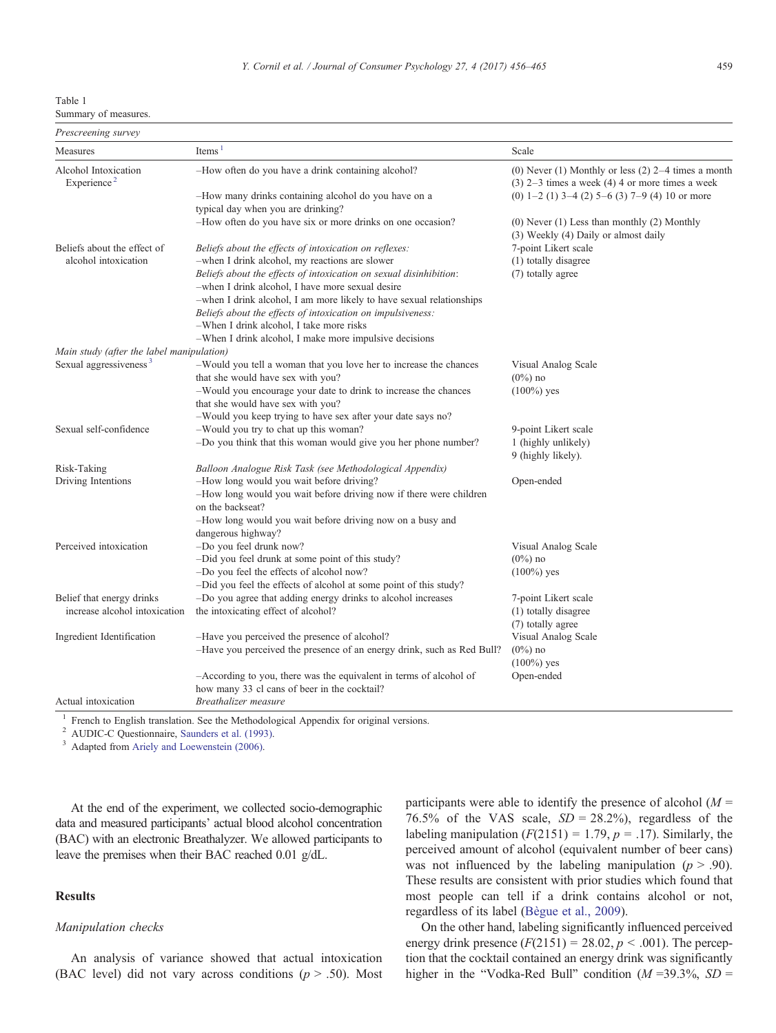Table 1
Summary of measures.

| Measures | Items [1] | Scale |
|---|---|---|
| *Prescreening survey* | | |
| Alcohol Intoxication Experience [2] | –How often do you have a drink containing alcohol? | (0) Never (1) Monthly or less (2) 2–4 times a month (3) 2–3 times a week (4) 4 or more times a week |
| | –How many drinks containing alcohol do you have on a typical day when you are drinking? | (0) 1–2 (1) 3–4 (2) 5–6 (3) 7–9 (4) 10 or more |
| | –How often do you have six or more drinks on one occasion? | (0) Never (1) Less than monthly (2) Monthly (3) Weekly (4) Daily or almost daily |
| Beliefs about the effect of alcohol intoxication | *Beliefs about the effects of intoxication on reflexes:* | 7-point Likert scale |
| | –when I drink alcohol, my reactions are slower | (1) totally disagree |
| | *Beliefs about the effects of intoxication on sexual disinhibition*: | (7) totally agree |
| | –when I drink alcohol, I have more sexual desire | |
| | –when I drink alcohol, I am more likely to have sexual relationships | |
| | *Beliefs about the effects of intoxication on impulsiveness:* | |
| | –When I drink alcohol, I take more risks | |
| | –When I drink alcohol, I make more impulsive decisions | |
| *Main study (after the label manipulation)* | | |
| Sexual aggressiveness [3] | –Would you tell a woman that you love her to increase the chances that she would have sex with you? | Visual Analog Scale (0%) no (100%) yes |
| | –Would you encourage your date to drink to increase the chances that she would have sex with you? | |
| | –Would you keep trying to have sex after your date says no? | |
| Sexual self-confidence | –Would you try to chat up this woman? | 9-point Likert scale |
| | –Do you think that this woman would give you her phone number? | 1 (highly unlikely) 9 (highly likely). |
| Risk-Taking | *Balloon Analogue Risk Task (see Methodological Appendix)* | |
| Driving Intentions | –How long would you wait before driving? | Open-ended |
| | –How long would you wait before driving now if there were children on the backseat? | |
| | –How long would you wait before driving now on a busy and dangerous highway? | |
| Perceived intoxication | –Do you feel drunk now? | Visual Analog Scale |
| | –Did you feel drunk at some point of this study? | (0%) no |
| | –Do you feel the effects of alcohol now? | (100%) yes |
| | –Did you feel the effects of alcohol at some point of this study? | |
| Belief that energy drinks increase alcohol intoxication | –Do you agree that adding energy drinks to alcohol increases the intoxicating effect of alcohol? | 7-point Likert scale (1) totally disagree (7) totally agree |
| Ingredient Identification | –Have you perceived the presence of alcohol? | Visual Analog Scale |
| | –Have you perceived the presence of an energy drink, such as Red Bull? | (0%) no (100%) yes |
| | –According to you, there was the equivalent in terms of alcohol of how many 33 cl cans of beer in the cocktail? | Open-ended |
| Actual intoxication | *Breathalizer measure* | |

[1] French to English translation. See the Methodological Appendix for original versions.
[2] AUDIC-C Questionnaire, Saunders et al. (1993).
[3] Adapted from Ariely and Loewenstein (2006).

At the end of the experiment, we collected socio-demographic data and measured participants' actual blood alcohol concentration (BAC) with an electronic Breathalyzer. We allowed participants to leave the premises when their BAC reached 0.01 g/dL.

## Results

### *Manipulation checks*

An analysis of variance showed that actual intoxication (BAC level) did not vary across conditions ($p > .50$). Most participants were able to identify the presence of alcohol ($M$ = 76.5% of the VAS scale, $SD$ = 28.2%), regardless of the labeling manipulation ($F(2151) = 1.79$, $p = .17$). Similarly, the perceived amount of alcohol (equivalent number of beer cans) was not influenced by the labeling manipulation ($p > .90$). These results are consistent with prior studies which found that most people can tell if a drink contains alcohol or not, regardless of its label (Bègue et al., 2009).

On the other hand, labeling significantly influenced perceived energy drink presence ($F(2151) = 28.02$, $p < .001$). The perception that the cocktail contained an energy drink was significantly higher in the "Vodka-Red Bull" condition ($M$ =39.3%, $SD$ =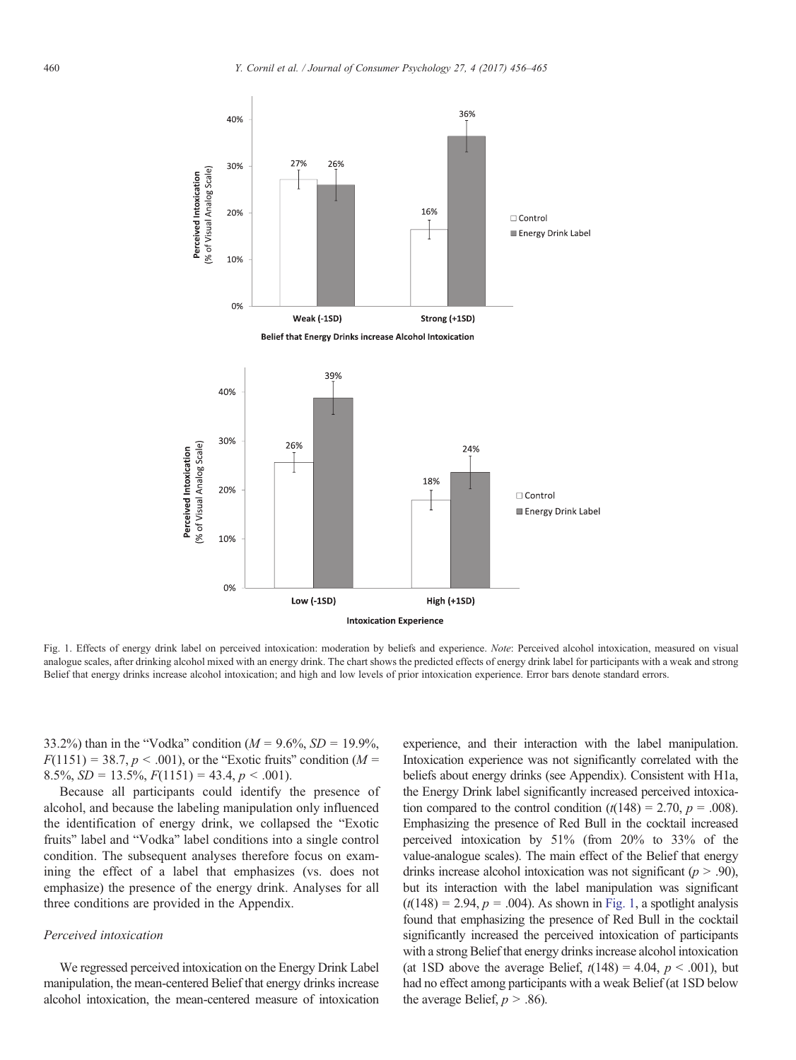Fig. 1. Effects of energy drink label on perceived intoxication: moderation by beliefs and experience. *Note*: Perceived alcohol intoxication, measured on visual analogue scales, after drinking alcohol mixed with an energy drink. The chart shows the predicted effects of energy drink label for participants with a weak and strong Belief that energy drinks increase alcohol intoxication; and high and low levels of prior intoxication experience. Error bars denote standard errors.

33.2%) than in the "Vodka" condition ($M$ = 9.6%, $SD$ = 19.9%, $F(1151)$ = 38.7, $p$ < .001), or the "Exotic fruits" condition ($M$ = 8.5%, $SD$ = 13.5%, $F(1151)$ = 43.4, $p$ < .001).

Because all participants could identify the presence of alcohol, and because the labeling manipulation only influenced the identification of energy drink, we collapsed the "Exotic fruits" label and "Vodka" label conditions into a single control condition. The subsequent analyses therefore focus on examining the effect of a label that emphasizes (vs. does not emphasize) the presence of the energy drink. Analyses for all three conditions are provided in the Appendix.

### *Perceived intoxication*

We regressed perceived intoxication on the Energy Drink Label manipulation, the mean-centered Belief that energy drinks increase alcohol intoxication, the mean-centered measure of intoxication experience, and their interaction with the label manipulation. Intoxication experience was not significantly correlated with the beliefs about energy drinks (see Appendix). Consistent with H1a, the Energy Drink label significantly increased perceived intoxication compared to the control condition ($t(148)$ = 2.70, $p$ = .008). Emphasizing the presence of Red Bull in the cocktail increased perceived intoxication by 51% (from 20% to 33% of the value-analogue scales). The main effect of the Belief that energy drinks increase alcohol intoxication was not significant ($p$ > .90), but its interaction with the label manipulation was significant ($t(148)$ = 2.94, $p$ = .004). As shown in Fig. 1, a spotlight analysis found that emphasizing the presence of Red Bull in the cocktail significantly increased the perceived intoxication of participants with a strong Belief that energy drinks increase alcohol intoxication (at 1SD above the average Belief, $t(148)$ = 4.04, $p$ < .001), but had no effect among participants with a weak Belief (at 1SD below the average Belief, $p$ > .86).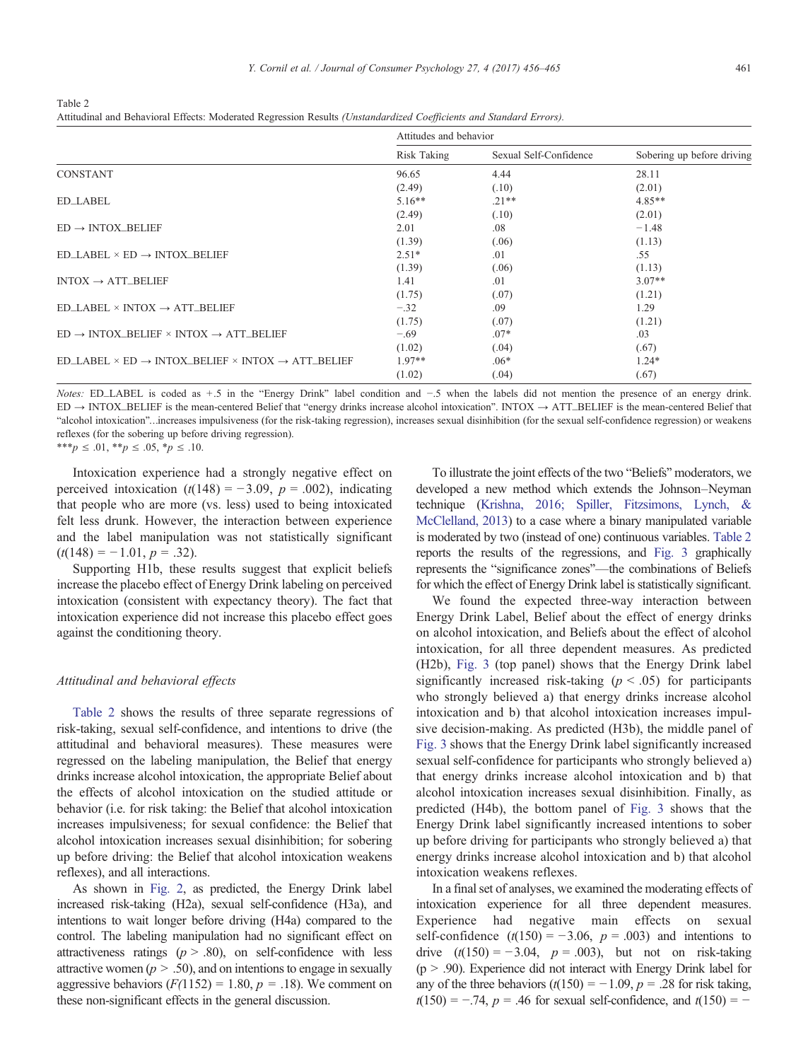Table 2
Attitudinal and Behavioral Effects: Moderated Regression Results *(Unstandardized Coefficients and Standard Errors).*

| | Attitudes and behavior | | |
|---|---|---|---|
| | Risk Taking | Sexual Self-Confidence | Sobering up before driving |
| CONSTANT | 96.65 | 4.44 | 28.11 |
| | (2.49) | (.10) | (2.01) |
| ED_LABEL | 5.16** | .21** | 4.85** |
| | (2.49) | (.10) | (2.01) |
| ED → INTOX_BELIEF | 2.01 | .08 | −1.48 |
| | (1.39) | (.06) | (1.13) |
| ED_LABEL × ED → INTOX_BELIEF | 2.51* | .01 | .55 |
| | (1.39) | (.06) | (1.13) |
| INTOX → ATT_BELIEF | 1.41 | .01 | 3.07** |
| | (1.75) | (.07) | (1.21) |
| ED_LABEL × INTOX → ATT_BELIEF | −.32 | .09 | 1.29 |
| | (1.75) | (.07) | (1.21) |
| ED → INTOX_BELIEF × INTOX → ATT_BELIEF | −.69 | .07* | .03 |
| | (1.02) | (.04) | (.67) |
| ED_LABEL × ED → INTOX_BELIEF × INTOX → ATT_BELIEF | 1.97** | .06* | 1.24* |
| | (1.02) | (.04) | (.67) |

*Notes:* ED_LABEL is coded as +.5 in the "Energy Drink" label condition and −.5 when the labels did not mention the presence of an energy drink. ED → INTOX_BELIEF is the mean-centered Belief that "energy drinks increase alcohol intoxication". INTOX → ATT_BELIEF is the mean-centered Belief that "alcohol intoxication"...increases impulsiveness (for the risk-taking regression), increases sexual disinhibition (for the sexual self-confidence regression) or weakens reflexes (for the sobering up before driving regression).
***$p \leq .01$, **$p \leq .05$, *$p \leq .10$.

Intoxication experience had a strongly negative effect on perceived intoxication ($t(148) = -3.09$, $p = .002$), indicating that people who are more (vs. less) used to being intoxicated felt less drunk. However, the interaction between experience and the label manipulation was not statistically significant ($t(148) = -1.01$, $p = .32$).

Supporting H1b, these results suggest that explicit beliefs increase the placebo effect of Energy Drink labeling on perceived intoxication (consistent with expectancy theory). The fact that intoxication experience did not increase this placebo effect goes against the conditioning theory.

### Attitudinal and behavioral effects

Table 2 shows the results of three separate regressions of risk-taking, sexual self-confidence, and intentions to drive (the attitudinal and behavioral measures). These measures were regressed on the labeling manipulation, the Belief that energy drinks increase alcohol intoxication, the appropriate Belief about the effects of alcohol intoxication on the studied attitude or behavior (i.e. for risk taking: the Belief that alcohol intoxication increases impulsiveness; for sexual confidence: the Belief that alcohol intoxication increases sexual disinhibition; for sobering up before driving: the Belief that alcohol intoxication weakens reflexes), and all interactions.

As shown in Fig. 2, as predicted, the Energy Drink label increased risk-taking (H2a), sexual self-confidence (H3a), and intentions to wait longer before driving (H4a) compared to the control. The labeling manipulation had no significant effect on attractiveness ratings ($p > .80$), on self-confidence with less attractive women ($p > .50$), and on intentions to engage in sexually aggressive behaviors ($F(1152) = 1.80$, $p = .18$). We comment on these non-significant effects in the general discussion.

To illustrate the joint effects of the two "Beliefs" moderators, we developed a new method which extends the Johnson–Neyman technique (Krishna, 2016; Spiller, Fitzsimons, Lynch, & McClelland, 2013) to a case where a binary manipulated variable is moderated by two (instead of one) continuous variables. Table 2 reports the results of the regressions, and Fig. 3 graphically represents the "significance zones"—the combinations of Beliefs for which the effect of Energy Drink label is statistically significant.

We found the expected three-way interaction between Energy Drink Label, Belief about the effect of energy drinks on alcohol intoxication, and Beliefs about the effect of alcohol intoxication, for all three dependent measures. As predicted (H2b), Fig. 3 (top panel) shows that the Energy Drink label significantly increased risk-taking ($p < .05$) for participants who strongly believed a) that energy drinks increase alcohol intoxication and b) that alcohol intoxication increases impulsive decision-making. As predicted (H3b), the middle panel of Fig. 3 shows that the Energy Drink label significantly increased sexual self-confidence for participants who strongly believed a) that energy drinks increase alcohol intoxication and b) that alcohol intoxication increases sexual disinhibition. Finally, as predicted (H4b), the bottom panel of Fig. 3 shows that the Energy Drink label significantly increased intentions to sober up before driving for participants who strongly believed a) that energy drinks increase alcohol intoxication and b) that alcohol intoxication weakens reflexes.

In a final set of analyses, we examined the moderating effects of intoxication experience for all three dependent measures. Experience had negative main effects on sexual self-confidence ($t(150) = -3.06$, $p = .003$) and intentions to drive ($t(150) = -3.04$, $p = .003$), but not on risk-taking ($p > .90$). Experience did not interact with Energy Drink label for any of the three behaviors ($t(150) = -1.09$, $p = .28$ for risk taking, $t(150) = -.74$, $p = .46$ for sexual self-confidence, and $t(150) = -$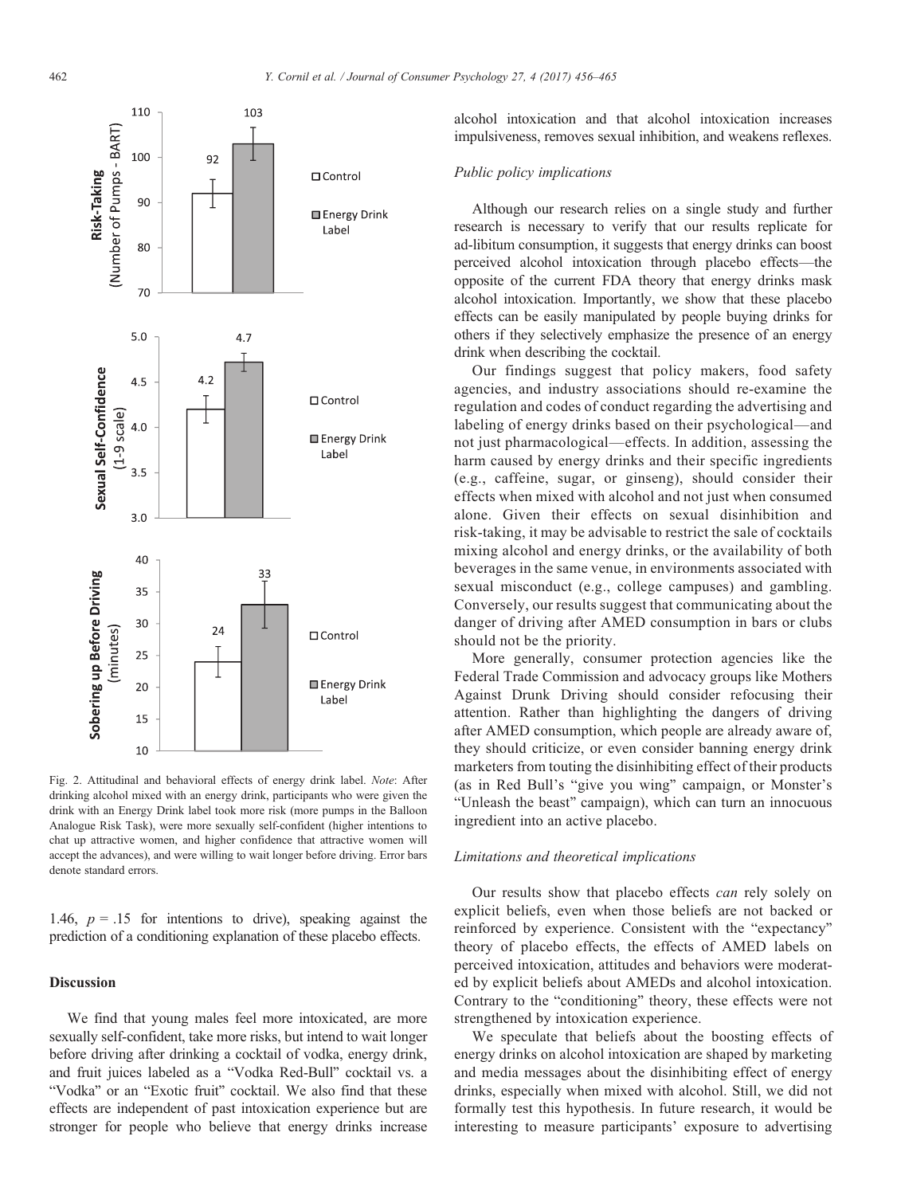110
103
100
92
Risk-Taking
(Number of Pumps - BART)
90
80
70
□ Control
■ Energy Drink Label

5.0
4.7
4.5
4.2
Sexual Self-Confidence
(1-9 scale)
4.0
3.5
3.0
□ Control
■ Energy Drink Label

40
35
33
30
24
25
20
15
10
Sobering up Before Driving
(minutes)
□ Control
■ Energy Drink Label

Fig. 2. Attitudinal and behavioral effects of energy drink label. *Note*: After drinking alcohol mixed with an energy drink, participants who were given the drink with an Energy Drink label took more risk (more pumps in the Balloon Analogue Risk Task), were more sexually self-confident (higher intentions to chat up attractive women, and higher confidence that attractive women will accept the advances), and were willing to wait longer before driving. Error bars denote standard errors.

1.46, $p = .15$ for intentions to drive), speaking against the prediction of a conditioning explanation of these placebo effects.

## Discussion

We find that young males feel more intoxicated, are more sexually self-confident, take more risks, but intend to wait longer before driving after drinking a cocktail of vodka, energy drink, and fruit juices labeled as a "Vodka Red-Bull" cocktail vs. a "Vodka" or an "Exotic fruit" cocktail. We also find that these effects are independent of past intoxication experience but are stronger for people who believe that energy drinks increase alcohol intoxication and that alcohol intoxication increases impulsiveness, removes sexual inhibition, and weakens reflexes.

### *Public policy implications*

Although our research relies on a single study and further research is necessary to verify that our results replicate for ad-libitum consumption, it suggests that energy drinks can boost perceived alcohol intoxication through placebo effects—the opposite of the current FDA theory that energy drinks mask alcohol intoxication. Importantly, we show that these placebo effects can be easily manipulated by people buying drinks for others if they selectively emphasize the presence of an energy drink when describing the cocktail.

Our findings suggest that policy makers, food safety agencies, and industry associations should re-examine the regulation and codes of conduct regarding the advertising and labeling of energy drinks based on their psychological—and not just pharmacological—effects. In addition, assessing the harm caused by energy drinks and their specific ingredients (e.g., caffeine, sugar, or ginseng), should consider their effects when mixed with alcohol and not just when consumed alone. Given their effects on sexual disinhibition and risk-taking, it may be advisable to restrict the sale of cocktails mixing alcohol and energy drinks, or the availability of both beverages in the same venue, in environments associated with sexual misconduct (e.g., college campuses) and gambling. Conversely, our results suggest that communicating about the danger of driving after AMED consumption in bars or clubs should not be the priority.

More generally, consumer protection agencies like the Federal Trade Commission and advocacy groups like Mothers Against Drunk Driving should consider refocusing their attention. Rather than highlighting the dangers of driving after AMED consumption, which people are already aware of, they should criticize, or even consider banning energy drink marketers from touting the disinhibiting effect of their products (as in Red Bull's "give you wing" campaign, or Monster's "Unleash the beast" campaign), which can turn an innocuous ingredient into an active placebo.

### *Limitations and theoretical implications*

Our results show that placebo effects *can* rely solely on explicit beliefs, even when those beliefs are not backed or reinforced by experience. Consistent with the "expectancy" theory of placebo effects, the effects of AMED labels on perceived intoxication, attitudes and behaviors were moderated by explicit beliefs about AMEDs and alcohol intoxication. Contrary to the "conditioning" theory, these effects were not strengthened by intoxication experience.

We speculate that beliefs about the boosting effects of energy drinks on alcohol intoxication are shaped by marketing and media messages about the disinhibiting effect of energy drinks, especially when mixed with alcohol. Still, we did not formally test this hypothesis. In future research, it would be interesting to measure participants' exposure to advertising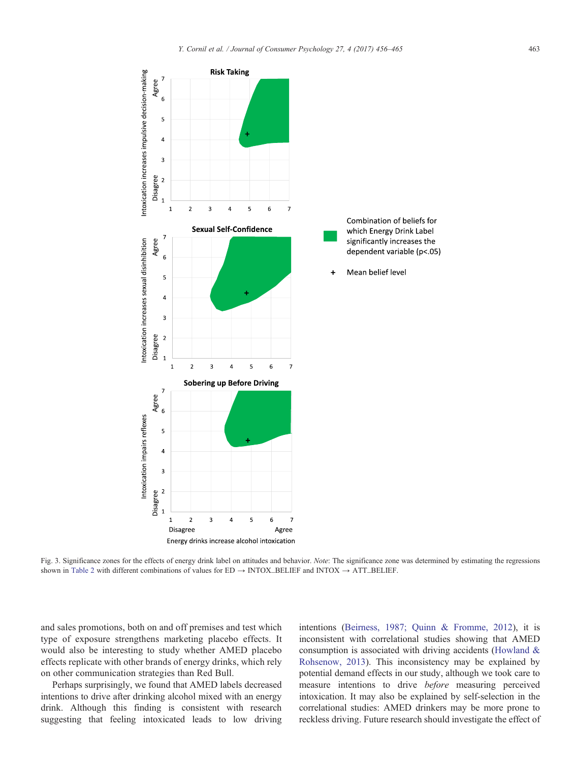Fig. 3. Significance zones for the effects of energy drink label on attitudes and behavior. *Note*: The significance zone was determined by estimating the regressions shown in Table 2 with different combinations of values for ED → INTOX_BELIEF and INTOX → ATT_BELIEF.

and sales promotions, both on and off premises and test which type of exposure strengthens marketing placebo effects. It would also be interesting to study whether AMED placebo effects replicate with other brands of energy drinks, which rely on other communication strategies than Red Bull.

Perhaps surprisingly, we found that AMED labels decreased intentions to drive after drinking alcohol mixed with an energy drink. Although this finding is consistent with research suggesting that feeling intoxicated leads to low driving intentions (Beirness, 1987; Quinn & Fromme, 2012), it is inconsistent with correlational studies showing that AMED consumption is associated with driving accidents (Howland & Rohsenow, 2013). This inconsistency may be explained by potential demand effects in our study, although we took care to measure intentions to drive *before* measuring perceived intoxication. It may also be explained by self-selection in the correlational studies: AMED drinkers may be more prone to reckless driving. Future research should investigate the effect of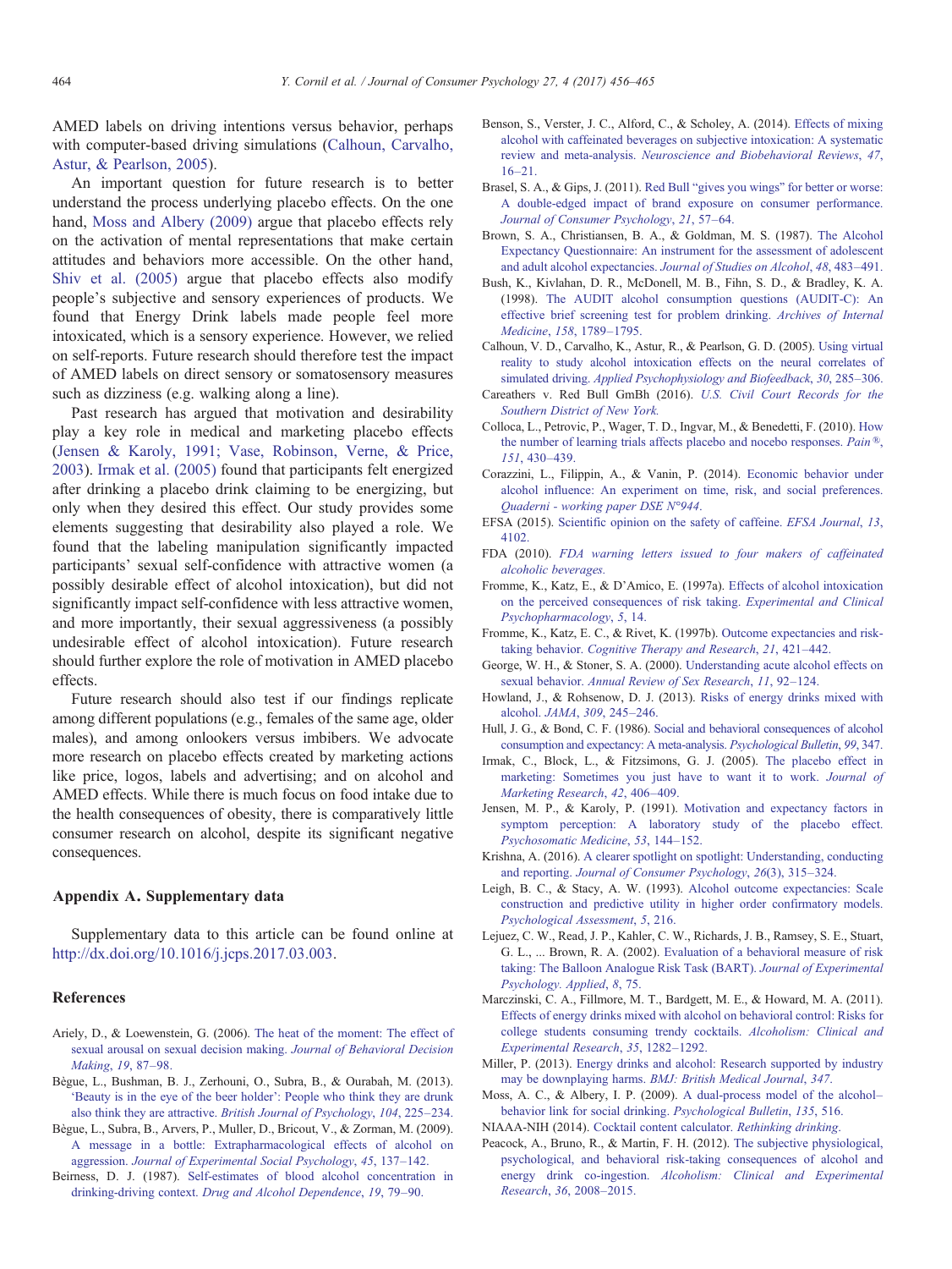AMED labels on driving intentions versus behavior, perhaps with computer-based driving simulations (Calhoun, Carvalho, Astur, & Pearlson, 2005).

An important question for future research is to better understand the process underlying placebo effects. On the one hand, Moss and Albery (2009) argue that placebo effects rely on the activation of mental representations that make certain attitudes and behaviors more accessible. On the other hand, Shiv et al. (2005) argue that placebo effects also modify people's subjective and sensory experiences of products. We found that Energy Drink labels made people feel more intoxicated, which is a sensory experience. However, we relied on self-reports. Future research should therefore test the impact of AMED labels on direct sensory or somatosensory measures such as dizziness (e.g. walking along a line).

Past research has argued that motivation and desirability play a key role in medical and marketing placebo effects (Jensen & Karoly, 1991; Vase, Robinson, Verne, & Price, 2003). Irmak et al. (2005) found that participants felt energized after drinking a placebo drink claiming to be energizing, but only when they desired this effect. Our study provides some elements suggesting that desirability also played a role. We found that the labeling manipulation significantly impacted participants' sexual self-confidence with attractive women (a possibly desirable effect of alcohol intoxication), but did not significantly impact self-confidence with less attractive women, and more importantly, their sexual aggressiveness (a possibly undesirable effect of alcohol intoxication). Future research should further explore the role of motivation in AMED placebo effects.

Future research should also test if our findings replicate among different populations (e.g., females of the same age, older males), and among onlookers versus imbibers. We advocate more research on placebo effects created by marketing actions like price, logos, labels and advertising; and on alcohol and AMED effects. While there is much focus on food intake due to the health consequences of obesity, there is comparatively little consumer research on alcohol, despite its significant negative consequences.

## Appendix A. Supplementary data

Supplementary data to this article can be found online at http://dx.doi.org/10.1016/j.jcps.2017.03.003.

## References

Ariely, D., & Loewenstein, G. (2006). The heat of the moment: The effect of sexual arousal on sexual decision making. *Journal of Behavioral Decision Making*, *19*, 87–98.

Bègue, L., Bushman, B. J., Zerhouni, O., Subra, B., & Ourabah, M. (2013). 'Beauty is in the eye of the beer holder': People who think they are drunk also think they are attractive. *British Journal of Psychology*, *104*, 225–234.

Bègue, L., Subra, B., Arvers, P., Muller, D., Bricout, V., & Zorman, M. (2009). A message in a bottle: Extrapharmacological effects of alcohol on aggression. *Journal of Experimental Social Psychology*, *45*, 137–142.

Beirness, D. J. (1987). Self-estimates of blood alcohol concentration in drinking-driving context. *Drug and Alcohol Dependence*, *19*, 79–90.

Benson, S., Verster, J. C., Alford, C., & Scholey, A. (2014). Effects of mixing alcohol with caffeinated beverages on subjective intoxication: A systematic review and meta-analysis. *Neuroscience and Biobehavioral Reviews*, *47*, 16–21.

Brasel, S. A., & Gips, J. (2011). Red Bull "gives you wings" for better or worse: A double-edged impact of brand exposure on consumer performance. *Journal of Consumer Psychology*, *21*, 57–64.

Brown, S. A., Christiansen, B. A., & Goldman, M. S. (1987). The Alcohol Expectancy Questionnaire: An instrument for the assessment of adolescent and adult alcohol expectancies. *Journal of Studies on Alcohol*, *48*, 483–491.

Bush, K., Kivlahan, D. R., McDonell, M. B., Fihn, S. D., & Bradley, K. A. (1998). The AUDIT alcohol consumption questions (AUDIT-C): An effective brief screening test for problem drinking. *Archives of Internal Medicine*, *158*, 1789–1795.

Calhoun, V. D., Carvalho, K., Astur, R., & Pearlson, G. D. (2005). Using virtual reality to study alcohol intoxication effects on the neural correlates of simulated driving. *Applied Psychophysiology and Biofeedback*, *30*, 285–306.

Careathers v. Red Bull GmBh (2016). *U.S. Civil Court Records for the Southern District of New York.*

Colloca, L., Petrovic, P., Wager, T. D., Ingvar, M., & Benedetti, F. (2010). How the number of learning trials affects placebo and nocebo responses. *Pain®*, *151*, 430–439.

Corazzini, L., Filippin, A., & Vanin, P. (2014). Economic behavior under alcohol influence: An experiment on time, risk, and social preferences. *Quaderni - working paper DSE N°944.*

EFSA (2015). Scientific opinion on the safety of caffeine. *EFSA Journal*, *13*, 4102.

FDA (2010). *FDA warning letters issued to four makers of caffeinated alcoholic beverages.*

Fromme, K., Katz, E., & D'Amico, E. (1997a). Effects of alcohol intoxication on the perceived consequences of risk taking. *Experimental and Clinical Psychopharmacology*, *5*, 14.

Fromme, K., Katz, E. C., & Rivet, K. (1997b). Outcome expectancies and risk-taking behavior. *Cognitive Therapy and Research*, *21*, 421–442.

George, W. H., & Stoner, S. A. (2000). Understanding acute alcohol effects on sexual behavior. *Annual Review of Sex Research*, *11*, 92–124.

Howland, J., & Rohsenow, D. J. (2013). Risks of energy drinks mixed with alcohol. *JAMA*, *309*, 245–246.

Hull, J. G., & Bond, C. F. (1986). Social and behavioral consequences of alcohol consumption and expectancy: A meta-analysis. *Psychological Bulletin*, *99*, 347.

Irmak, C., Block, L., & Fitzsimons, G. J. (2005). The placebo effect in marketing: Sometimes you just have to want it to work. *Journal of Marketing Research*, *42*, 406–409.

Jensen, M. P., & Karoly, P. (1991). Motivation and expectancy factors in symptom perception: A laboratory study of the placebo effect. *Psychosomatic Medicine*, *53*, 144–152.

Krishna, A. (2016). A clearer spotlight on spotlight: Understanding, conducting and reporting. *Journal of Consumer Psychology*, *26*(3), 315–324.

Leigh, B. C., & Stacy, A. W. (1993). Alcohol outcome expectancies: Scale construction and predictive utility in higher order confirmatory models. *Psychological Assessment*, *5*, 216.

Lejuez, C. W., Read, J. P., Kahler, C. W., Richards, J. B., Ramsey, S. E., Stuart, G. L., ... Brown, R. A. (2002). Evaluation of a behavioral measure of risk taking: The Balloon Analogue Risk Task (BART). *Journal of Experimental Psychology. Applied*, *8*, 75.

Marczinski, C. A., Fillmore, M. T., Bardgett, M. E., & Howard, M. A. (2011). Effects of energy drinks mixed with alcohol on behavioral control: Risks for college students consuming trendy cocktails. *Alcoholism: Clinical and Experimental Research*, *35*, 1282–1292.

Miller, P. (2013). Energy drinks and alcohol: Research supported by industry may be downplaying harms. *BMJ: British Medical Journal*, *347*.

Moss, A. C., & Albery, I. P. (2009). A dual-process model of the alcohol–behavior link for social drinking. *Psychological Bulletin*, *135*, 516.

NIAAA-NIH (2014). Cocktail content calculator. *Rethinking drinking.*

Peacock, A., Bruno, R., & Martin, F. H. (2012). The subjective physiological, psychological, and behavioral risk-taking consequences of alcohol and energy drink co-ingestion. *Alcoholism: Clinical and Experimental Research*, *36*, 2008–2015.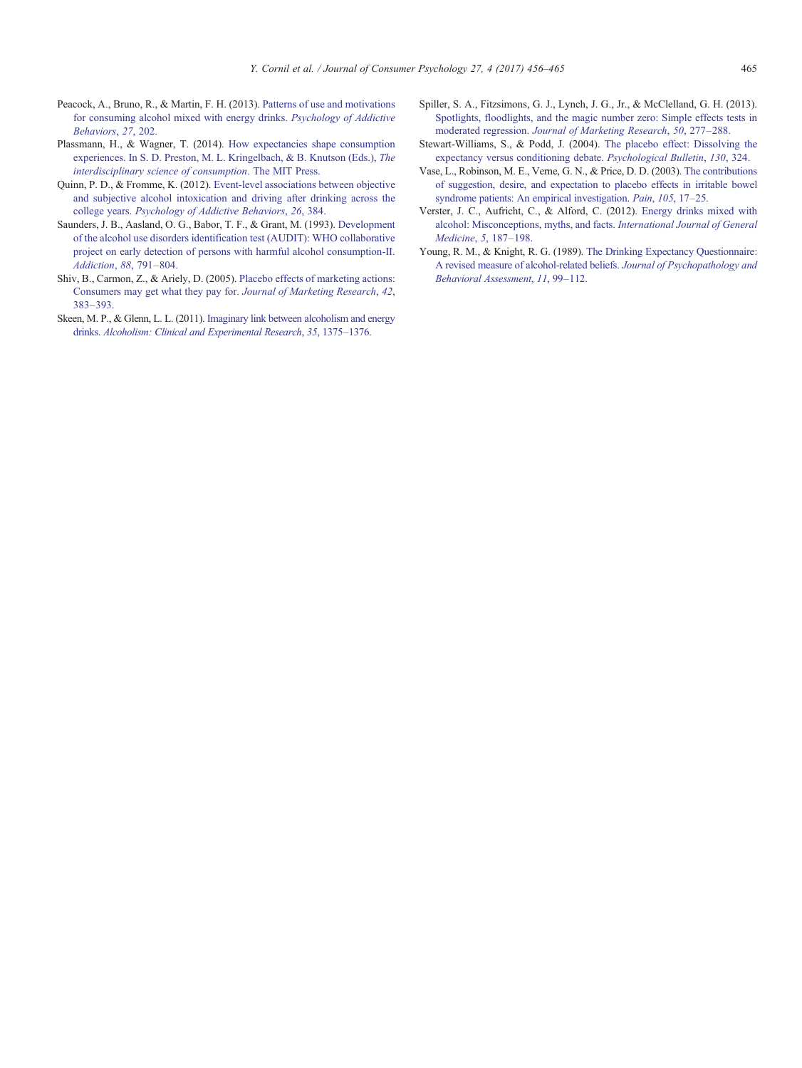Peacock, A., Bruno, R., & Martin, F. H. (2013). Patterns of use and motivations for consuming alcohol mixed with energy drinks. *Psychology of Addictive Behaviors*, *27*, 202.

Plassmann, H., & Wagner, T. (2014). How expectancies shape consumption experiences. In S. D. Preston, M. L. Kringelbach, & B. Knutson (Eds.), *The interdisciplinary science of consumption*. The MIT Press.

Quinn, P. D., & Fromme, K. (2012). Event-level associations between objective and subjective alcohol intoxication and driving after drinking across the college years. *Psychology of Addictive Behaviors*, *26*, 384.

Saunders, J. B., Aasland, O. G., Babor, T. F., & Grant, M. (1993). Development of the alcohol use disorders identification test (AUDIT): WHO collaborative project on early detection of persons with harmful alcohol consumption-II. *Addiction*, *88*, 791–804.

Shiv, B., Carmon, Z., & Ariely, D. (2005). Placebo effects of marketing actions: Consumers may get what they pay for. *Journal of Marketing Research*, *42*, 383–393.

Skeen, M. P., & Glenn, L. L. (2011). Imaginary link between alcoholism and energy drinks. *Alcoholism: Clinical and Experimental Research*, *35*, 1375–1376.

Spiller, S. A., Fitzsimons, G. J., Lynch, J. G., Jr., & McClelland, G. H. (2013). Spotlights, floodlights, and the magic number zero: Simple effects tests in moderated regression. *Journal of Marketing Research*, *50*, 277–288.

Stewart-Williams, S., & Podd, J. (2004). The placebo effect: Dissolving the expectancy versus conditioning debate. *Psychological Bulletin*, *130*, 324.

Vase, L., Robinson, M. E., Verne, G. N., & Price, D. D. (2003). The contributions of suggestion, desire, and expectation to placebo effects in irritable bowel syndrome patients: An empirical investigation. *Pain*, *105*, 17–25.

Verster, J. C., Aufricht, C., & Alford, C. (2012). Energy drinks mixed with alcohol: Misconceptions, myths, and facts. *International Journal of General Medicine*, *5*, 187–198.

Young, R. M., & Knight, R. G. (1989). The Drinking Expectancy Questionnaire: A revised measure of alcohol-related beliefs. *Journal of Psychopathology and Behavioral Assessment*, *11*, 99–112.